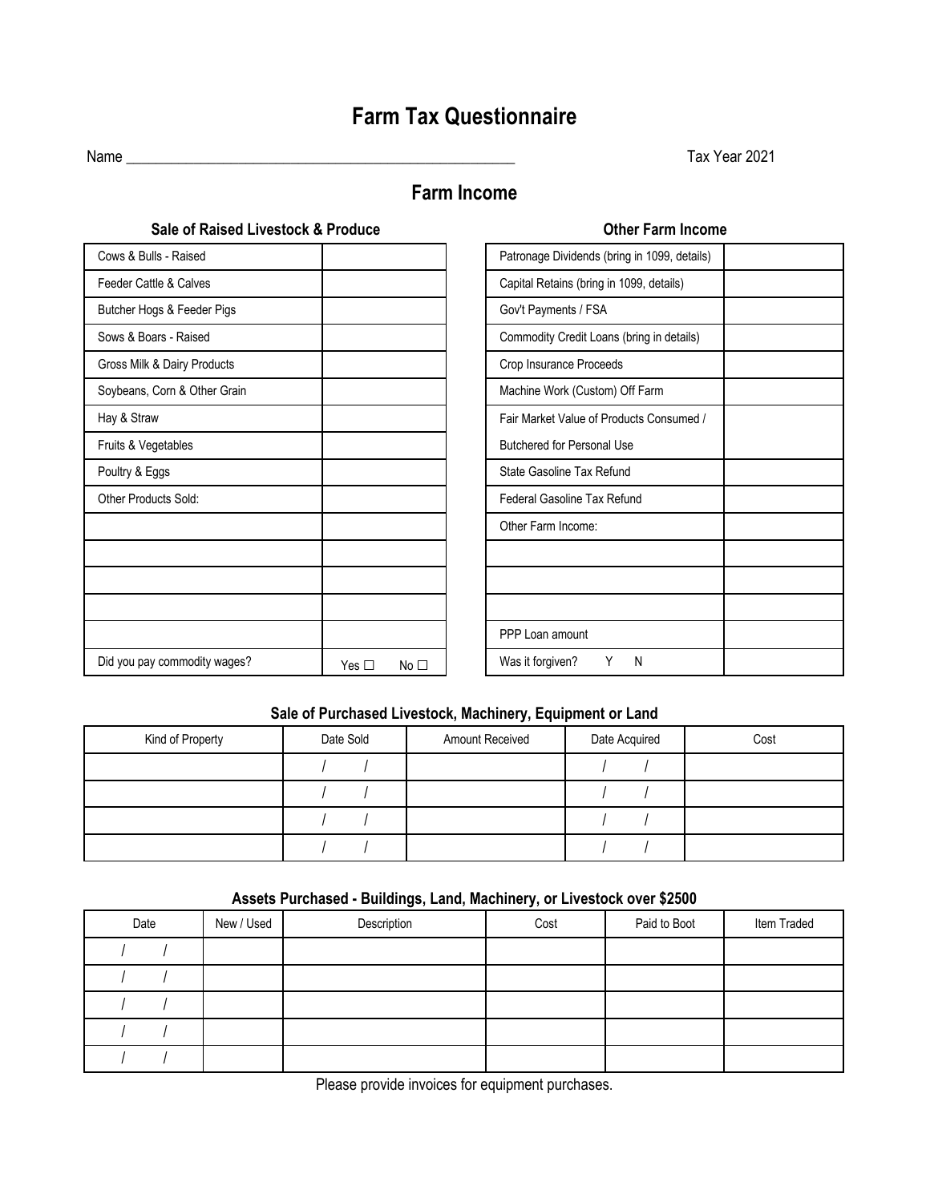# Farm Tax Questionnaire

Name ____________________________________________________ Tax Year 2021

## Farm Income

### Sale of Raised Livestock & Produce

| | |
|---|---|
| Cows & Bulls - Raised | |
| Feeder Cattle & Calves | |
| Butcher Hogs & Feeder Pigs | |
| Sows & Boars - Raised | |
| Gross Milk & Dairy Products | |
| Soybeans, Corn & Other Grain | |
| Hay & Straw | |
| Fruits & Vegetables | |
| Poultry & Eggs | |
| Other Products Sold: | |
| | |
| | |
| | |
| | |
| | |
| Did you pay commodity wages? | Yes ☐ No ☐ |

### Other Farm Income

| | |
|---|---|
| Patronage Dividends (bring in 1099, details) | |
| Capital Retains (bring in 1099, details) | |
| Gov't Payments / FSA | |
| Commodity Credit Loans (bring in details) | |
| Crop Insurance Proceeds | |
| Machine Work (Custom) Off Farm | |
| Fair Market Value of Products Consumed / Butchered for Personal Use | |
| State Gasoline Tax Refund | |
| Federal Gasoline Tax Refund | |
| Other Farm Income: | |
| | |
| | |
| | |
| PPP Loan amount | |
| Was it forgiven? Y N | |

### Sale of Purchased Livestock, Machinery, Equipment or Land

| Kind of Property | Date Sold | Amount Received | Date Acquired | Cost |
|---|---|---|---|---|
| | / / | | / / | |
| | / / | | / / | |
| | / / | | / / | |
| | / / | | / / | |

### Assets Purchased - Buildings, Land, Machinery, or Livestock over $2500

| Date | New / Used | Description | Cost | Paid to Boot | Item Traded |
|---|---|---|---|---|---|
| / / | | | | | |
| / / | | | | | |
| / / | | | | | |
| / / | | | | | |
| / / | | | | | |

Please provide invoices for equipment purchases.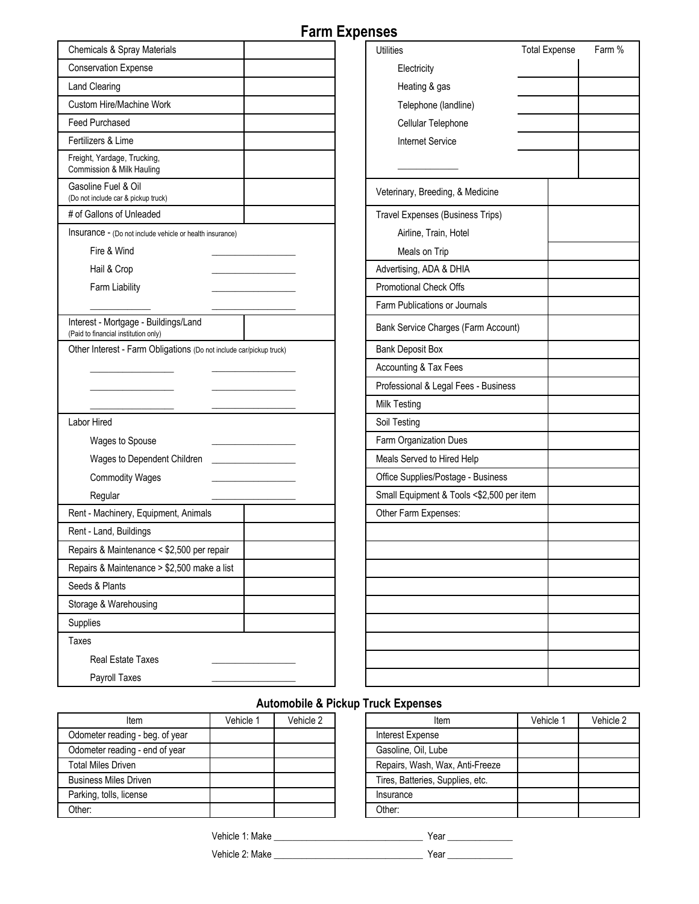# Farm Expenses

| | |
|---|---|
| Chemicals & Spray Materials | |
| Conservation Expense | |
| Land Clearing | |
| Custom Hire/Machine Work | |
| Feed Purchased | |
| Fertilizers & Lime | |
| Freight, Yardage, Trucking, Commission & Milk Hauling | |
| Gasoline Fuel & Oil (Do not include car & pickup truck) | |
| # of Gallons of Unleaded | |
| Insurance - (Do not include vehicle or health insurance) | |
| Fire & Wind | |
| Hail & Crop | |
| Farm Liability | |
| ____________ | |
| Interest - Mortgage - Buildings/Land (Paid to financial institution only) | |
| Other Interest - Farm Obligations (Do not include car/pickup truck) | |
| ________________ | |
| ________________ | |
| ________________ | |
| Labor Hired | |
| Wages to Spouse | |
| Wages to Dependent Children | |
| Commodity Wages | |
| Regular | |
| Rent - Machinery, Equipment, Animals | |
| Rent - Land, Buildings | |
| Repairs & Maintenance < $2,500 per repair | |
| Repairs & Maintenance > $2,500 make a list | |
| Seeds & Plants | |
| Storage & Warehousing | |
| Supplies | |
| Taxes | |
| Real Estate Taxes | |
| Payroll Taxes | |

| Utilities | Total Expense | Farm % |
|---|---|---|
| Electricity | | |
| Heating & gas | | |
| Telephone (landline) | | |
| Cellular Telephone | | |
| Internet Service | | |
| ____________ | | |

| | |
|---|---|
| Veterinary, Breeding, & Medicine | |
| Travel Expenses (Business Trips) | |
| Airline, Train, Hotel | |
| Meals on Trip | |
| Advertising, ADA & DHIA | |
| Promotional Check Offs | |
| Farm Publications or Journals | |
| Bank Service Charges (Farm Account) | |
| Bank Deposit Box | |
| Accounting & Tax Fees | |
| Professional & Legal Fees - Business | |
| Milk Testing | |
| Soil Testing | |
| Farm Organization Dues | |
| Meals Served to Hired Help | |
| Office Supplies/Postage - Business | |
| Small Equipment & Tools <$2,500 per item | |
| Other Farm Expenses: | |
| | |
| | |
| | |
| | |
| | |
| | |
| | |
| | |
| | |

## Automobile & Pickup Truck Expenses

| Item | Vehicle 1 | Vehicle 2 |
|---|---|---|
| Odometer reading - beg. of year | | |
| Odometer reading - end of year | | |
| Total Miles Driven | | |
| Business Miles Driven | | |
| Parking, tolls, license | | |
| Other: | | |

| Item | Vehicle 1 | Vehicle 2 |
|---|---|---|
| Interest Expense | | |
| Gasoline, Oil, Lube | | |
| Repairs, Wash, Wax, Anti-Freeze | | |
| Tires, Batteries, Supplies, etc. | | |
| Insurance | | |
| Other: | | |

Vehicle 1: Make ______________________________ Year _____________

Vehicle 2: Make ______________________________ Year _____________